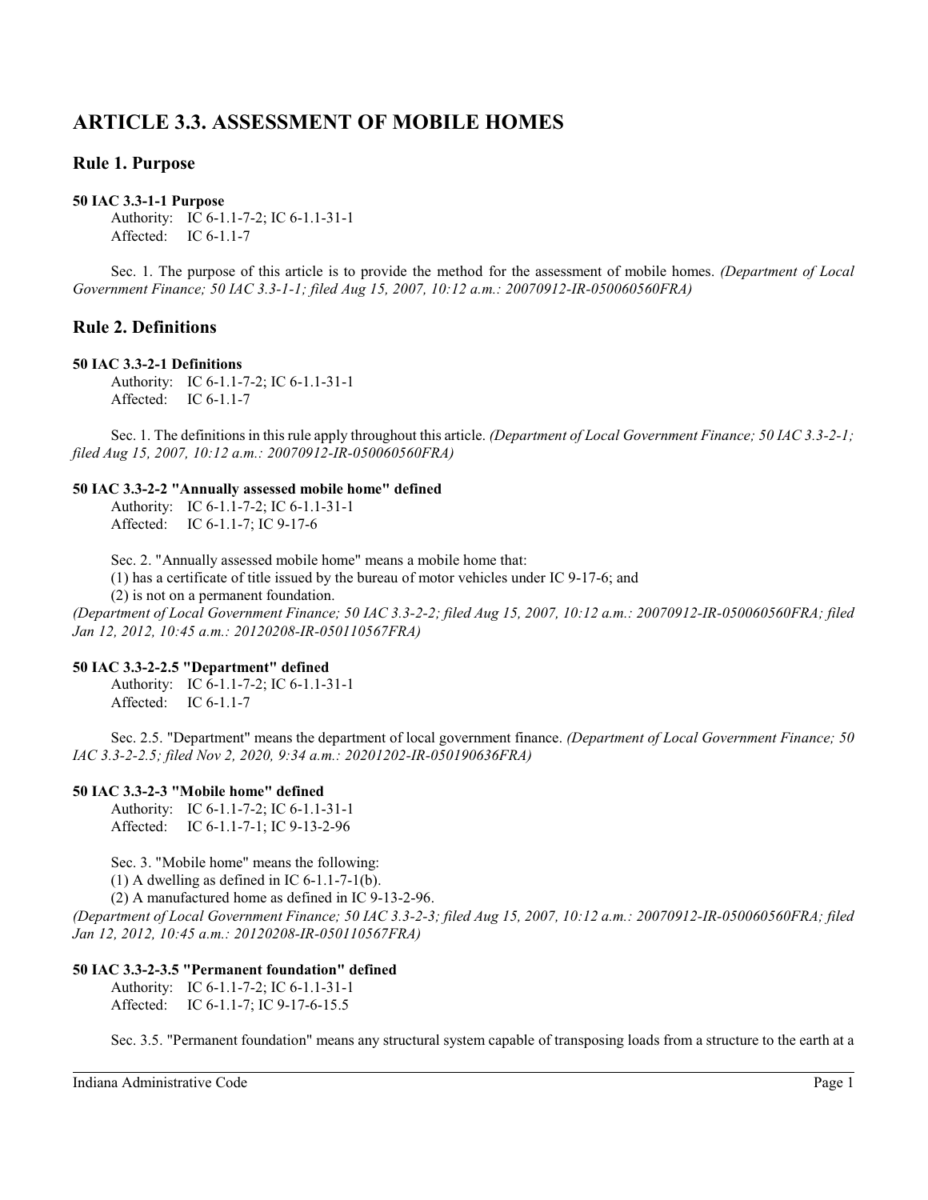# ARTICLE 3.3. ASSESSMENT OF MOBILE HOMES

## Rule 1. Purpose

**50 IAC 3.3-1-1 Purpose**

Authority: IC 6-1.1-7-2; IC 6-1.1-31-1
Affected: IC 6-1.1-7

Sec. 1. The purpose of this article is to provide the method for the assessment of mobile homes. *(Department of Local Government Finance; 50 IAC 3.3-1-1; filed Aug 15, 2007, 10:12 a.m.: 20070912-IR-050060560FRA)*

## Rule 2. Definitions

**50 IAC 3.3-2-1 Definitions**

Authority: IC 6-1.1-7-2; IC 6-1.1-31-1
Affected: IC 6-1.1-7

Sec. 1. The definitions in this rule apply throughout this article. *(Department of Local Government Finance; 50 IAC 3.3-2-1; filed Aug 15, 2007, 10:12 a.m.: 20070912-IR-050060560FRA)*

**50 IAC 3.3-2-2 "Annually assessed mobile home" defined**

Authority: IC 6-1.1-7-2; IC 6-1.1-31-1
Affected: IC 6-1.1-7; IC 9-17-6

Sec. 2. "Annually assessed mobile home" means a mobile home that:

(1) has a certificate of title issued by the bureau of motor vehicles under IC 9-17-6; and

(2) is not on a permanent foundation.

*(Department of Local Government Finance; 50 IAC 3.3-2-2; filed Aug 15, 2007, 10:12 a.m.: 20070912-IR-050060560FRA; filed Jan 12, 2012, 10:45 a.m.: 20120208-IR-050110567FRA)*

**50 IAC 3.3-2-2.5 "Department" defined**

Authority: IC 6-1.1-7-2; IC 6-1.1-31-1
Affected: IC 6-1.1-7

Sec. 2.5. "Department" means the department of local government finance. *(Department of Local Government Finance; 50 IAC 3.3-2-2.5; filed Nov 2, 2020, 9:34 a.m.: 20201202-IR-050190636FRA)*

**50 IAC 3.3-2-3 "Mobile home" defined**

Authority: IC 6-1.1-7-2; IC 6-1.1-31-1
Affected: IC 6-1.1-7-1; IC 9-13-2-96

Sec. 3. "Mobile home" means the following:

(1) A dwelling as defined in IC 6-1.1-7-1(b).

(2) A manufactured home as defined in IC 9-13-2-96.

*(Department of Local Government Finance; 50 IAC 3.3-2-3; filed Aug 15, 2007, 10:12 a.m.: 20070912-IR-050060560FRA; filed Jan 12, 2012, 10:45 a.m.: 20120208-IR-050110567FRA)*

**50 IAC 3.3-2-3.5 "Permanent foundation" defined**

Authority: IC 6-1.1-7-2; IC 6-1.1-31-1
Affected: IC 6-1.1-7; IC 9-17-6-15.5

Sec. 3.5. "Permanent foundation" means any structural system capable of transposing loads from a structure to the earth at a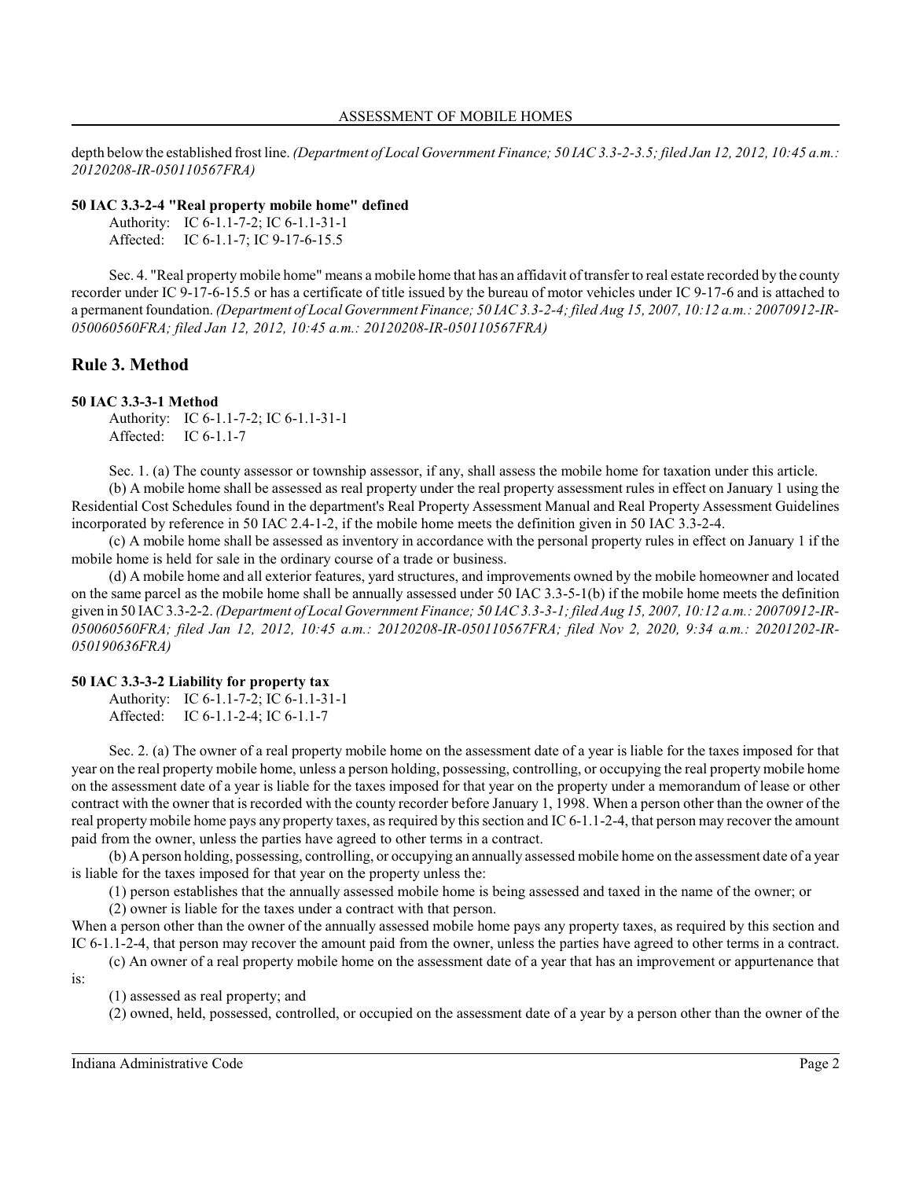depth below the established frost line. *(Department of Local Government Finance; 50 IAC 3.3-2-3.5; filed Jan 12, 2012, 10:45 a.m.: 20120208-IR-050110567FRA)*

**50 IAC 3.3-2-4 "Real property mobile home" defined**

Authority: IC 6-1.1-7-2; IC 6-1.1-31-1
Affected: IC 6-1.1-7; IC 9-17-6-15.5

Sec. 4. "Real property mobile home" means a mobile home that has an affidavit of transfer to real estate recorded by the county recorder under IC 9-17-6-15.5 or has a certificate of title issued by the bureau of motor vehicles under IC 9-17-6 and is attached to a permanent foundation. *(Department of Local Government Finance; 50 IAC 3.3-2-4; filed Aug 15, 2007, 10:12 a.m.: 20070912-IR-050060560FRA; filed Jan 12, 2012, 10:45 a.m.: 20120208-IR-050110567FRA)*

## Rule 3. Method

**50 IAC 3.3-3-1 Method**

Authority: IC 6-1.1-7-2; IC 6-1.1-31-1
Affected: IC 6-1.1-7

Sec. 1. (a) The county assessor or township assessor, if any, shall assess the mobile home for taxation under this article.

(b) A mobile home shall be assessed as real property under the real property assessment rules in effect on January 1 using the Residential Cost Schedules found in the department's Real Property Assessment Manual and Real Property Assessment Guidelines incorporated by reference in 50 IAC 2.4-1-2, if the mobile home meets the definition given in 50 IAC 3.3-2-4.

(c) A mobile home shall be assessed as inventory in accordance with the personal property rules in effect on January 1 if the mobile home is held for sale in the ordinary course of a trade or business.

(d) A mobile home and all exterior features, yard structures, and improvements owned by the mobile homeowner and located on the same parcel as the mobile home shall be annually assessed under 50 IAC 3.3-5-1(b) if the mobile home meets the definition given in 50 IAC 3.3-2-2. *(Department of Local Government Finance; 50 IAC 3.3-3-1; filed Aug 15, 2007, 10:12 a.m.: 20070912-IR-050060560FRA; filed Jan 12, 2012, 10:45 a.m.: 20120208-IR-050110567FRA; filed Nov 2, 2020, 9:34 a.m.: 20201202-IR-050190636FRA)*

**50 IAC 3.3-3-2 Liability for property tax**

Authority: IC 6-1.1-7-2; IC 6-1.1-31-1
Affected: IC 6-1.1-2-4; IC 6-1.1-7

Sec. 2. (a) The owner of a real property mobile home on the assessment date of a year is liable for the taxes imposed for that year on the real property mobile home, unless a person holding, possessing, controlling, or occupying the real property mobile home on the assessment date of a year is liable for the taxes imposed for that year on the property under a memorandum of lease or other contract with the owner that is recorded with the county recorder before January 1, 1998. When a person other than the owner of the real property mobile home pays any property taxes, as required by this section and IC 6-1.1-2-4, that person may recover the amount paid from the owner, unless the parties have agreed to other terms in a contract.

(b) A person holding, possessing, controlling, or occupying an annually assessed mobile home on the assessment date of a year is liable for the taxes imposed for that year on the property unless the:

(1) person establishes that the annually assessed mobile home is being assessed and taxed in the name of the owner; or

(2) owner is liable for the taxes under a contract with that person.

When a person other than the owner of the annually assessed mobile home pays any property taxes, as required by this section and IC 6-1.1-2-4, that person may recover the amount paid from the owner, unless the parties have agreed to other terms in a contract.

(c) An owner of a real property mobile home on the assessment date of a year that has an improvement or appurtenance that is:

(1) assessed as real property; and

(2) owned, held, possessed, controlled, or occupied on the assessment date of a year by a person other than the owner of the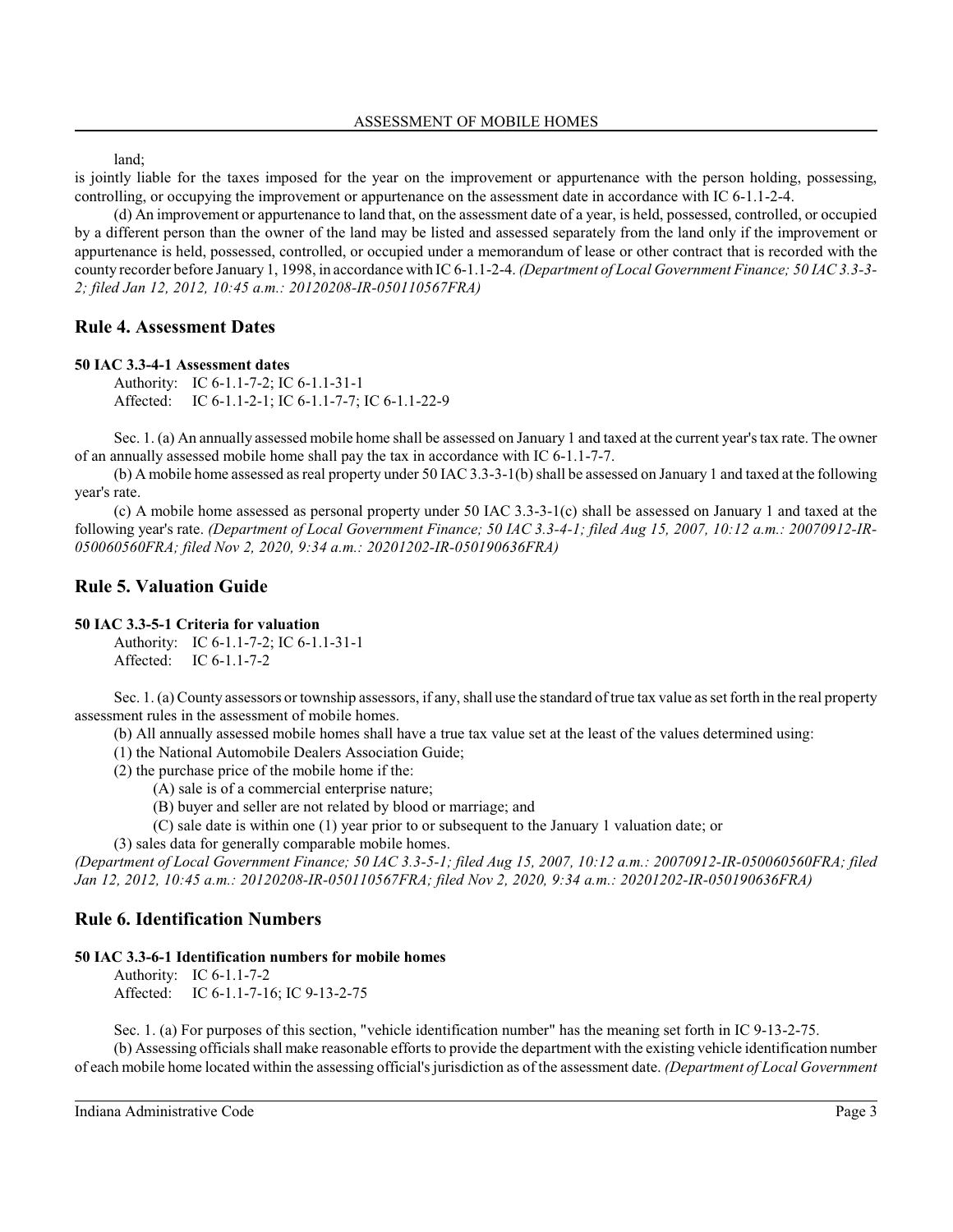land;

is jointly liable for the taxes imposed for the year on the improvement or appurtenance with the person holding, possessing, controlling, or occupying the improvement or appurtenance on the assessment date in accordance with IC 6-1.1-2-4.

(d) An improvement or appurtenance to land that, on the assessment date of a year, is held, possessed, controlled, or occupied by a different person than the owner of the land may be listed and assessed separately from the land only if the improvement or appurtenance is held, possessed, controlled, or occupied under a memorandum of lease or other contract that is recorded with the county recorder before January 1, 1998, in accordance with IC 6-1.1-2-4. *(Department of Local Government Finance; 50 IAC 3.3-3-2; filed Jan 12, 2012, 10:45 a.m.: 20120208-IR-050110567FRA)*

## Rule 4. Assessment Dates

**50 IAC 3.3-4-1 Assessment dates**

Authority: IC 6-1.1-7-2; IC 6-1.1-31-1
Affected: IC 6-1.1-2-1; IC 6-1.1-7-7; IC 6-1.1-22-9

Sec. 1. (a) An annually assessed mobile home shall be assessed on January 1 and taxed at the current year's tax rate. The owner of an annually assessed mobile home shall pay the tax in accordance with IC 6-1.1-7-7.

(b) A mobile home assessed as real property under 50 IAC 3.3-3-1(b) shall be assessed on January 1 and taxed at the following year's rate.

(c) A mobile home assessed as personal property under 50 IAC 3.3-3-1(c) shall be assessed on January 1 and taxed at the following year's rate. *(Department of Local Government Finance; 50 IAC 3.3-4-1; filed Aug 15, 2007, 10:12 a.m.: 20070912-IR-050060560FRA; filed Nov 2, 2020, 9:34 a.m.: 20201202-IR-050190636FRA)*

## Rule 5. Valuation Guide

**50 IAC 3.3-5-1 Criteria for valuation**

Authority: IC 6-1.1-7-2; IC 6-1.1-31-1
Affected: IC 6-1.1-7-2

Sec. 1. (a) County assessors or township assessors, if any, shall use the standard of true tax value as set forth in the real property assessment rules in the assessment of mobile homes.

(b) All annually assessed mobile homes shall have a true tax value set at the least of the values determined using:

(1) the National Automobile Dealers Association Guide;

(2) the purchase price of the mobile home if the:

(A) sale is of a commercial enterprise nature;

(B) buyer and seller are not related by blood or marriage; and

(C) sale date is within one (1) year prior to or subsequent to the January 1 valuation date; or

(3) sales data for generally comparable mobile homes.

*(Department of Local Government Finance; 50 IAC 3.3-5-1; filed Aug 15, 2007, 10:12 a.m.: 20070912-IR-050060560FRA; filed Jan 12, 2012, 10:45 a.m.: 20120208-IR-050110567FRA; filed Nov 2, 2020, 9:34 a.m.: 20201202-IR-050190636FRA)*

## Rule 6. Identification Numbers

**50 IAC 3.3-6-1 Identification numbers for mobile homes**

Authority: IC 6-1.1-7-2
Affected: IC 6-1.1-7-16; IC 9-13-2-75

Sec. 1. (a) For purposes of this section, "vehicle identification number" has the meaning set forth in IC 9-13-2-75.

(b) Assessing officials shall make reasonable efforts to provide the department with the existing vehicle identification number of each mobile home located within the assessing official's jurisdiction as of the assessment date. *(Department of Local Government*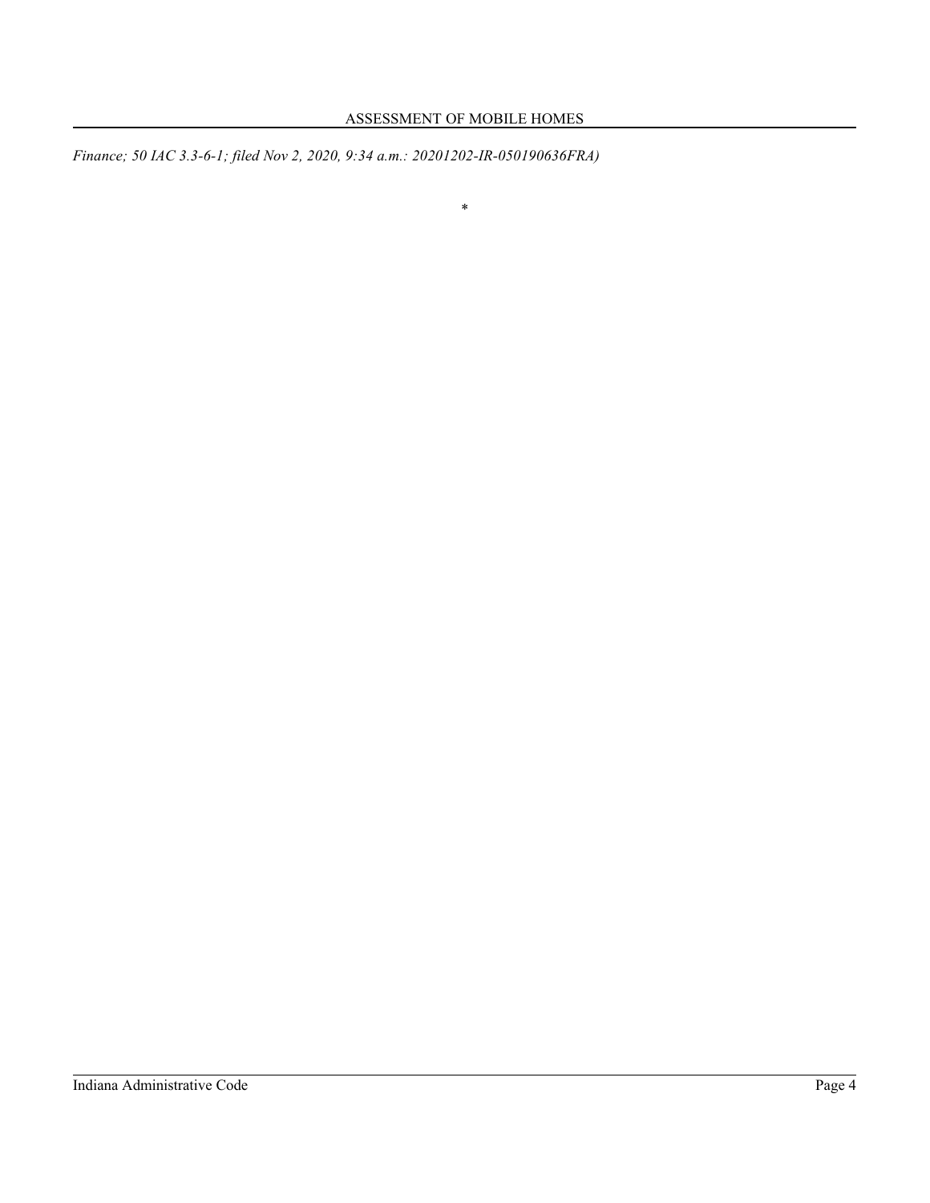*Finance; 50 IAC 3.3-6-1; filed Nov 2, 2020, 9:34 a.m.: 20201202-IR-050190636FRA)*

*